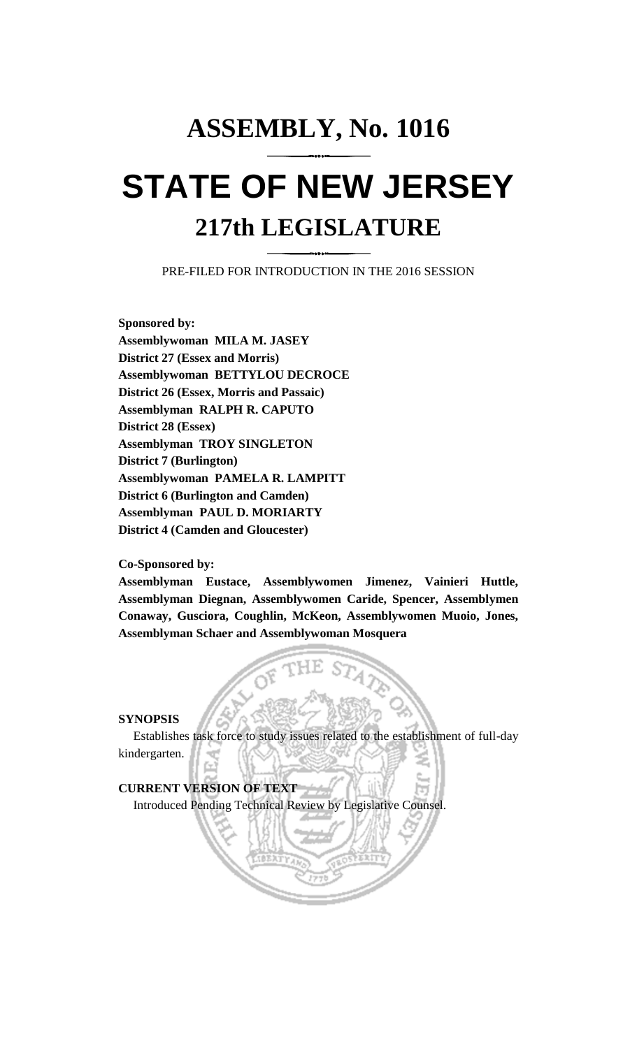# ASSEMBLY, No. 1016

# STATE OF NEW JERSEY

## 217th LEGISLATURE

PRE-FILED FOR INTRODUCTION IN THE 2016 SESSION

**Sponsored by:**
**Assemblywoman MILA M. JASEY**
**District 27 (Essex and Morris)**
**Assemblywoman BETTYLOU DECROCE**
**District 26 (Essex, Morris and Passaic)**
**Assemblyman RALPH R. CAPUTO**
**District 28 (Essex)**
**Assemblyman TROY SINGLETON**
**District 7 (Burlington)**
**Assemblywoman PAMELA R. LAMPITT**
**District 6 (Burlington and Camden)**
**Assemblyman PAUL D. MORIARTY**
**District 4 (Camden and Gloucester)**

**Co-Sponsored by:**
**Assemblyman Eustace, Assemblywomen Jimenez, Vainieri Huttle, Assemblyman Diegnan, Assemblywomen Caride, Spencer, Assemblymen Conaway, Gusciora, Coughlin, McKeon, Assemblywomen Muoio, Jones, Assemblyman Schaer and Assemblywoman Mosquera**

**SYNOPSIS**

Establishes task force to study issues related to the establishment of full-day kindergarten.

**CURRENT VERSION OF TEXT**

Introduced Pending Technical Review by Legislative Counsel.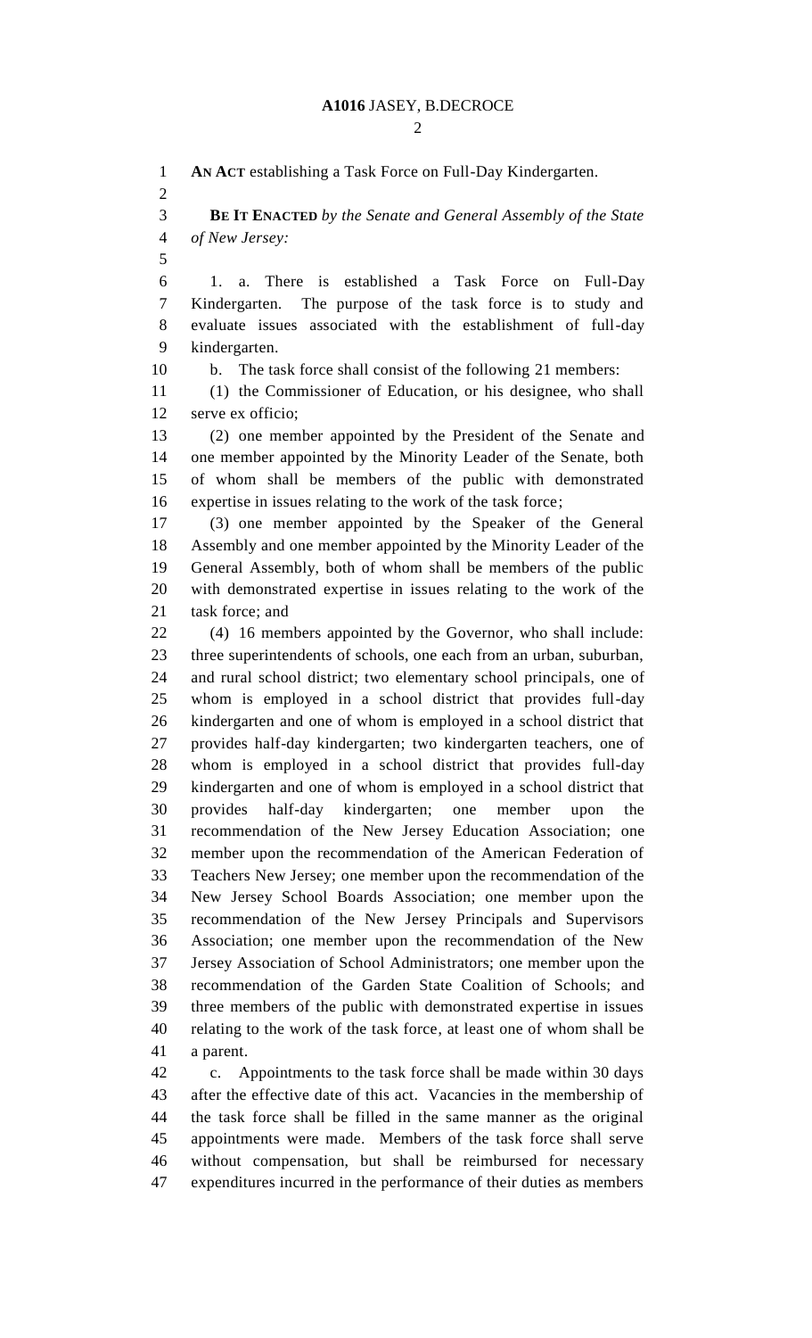**AN ACT** establishing a Task Force on Full-Day Kindergarten.

**BE IT ENACTED** *by the Senate and General Assembly of the State of New Jersey:*

1. a. There is established a Task Force on Full-Day Kindergarten. The purpose of the task force is to study and evaluate issues associated with the establishment of full-day kindergarten.

b. The task force shall consist of the following 21 members:

(1) the Commissioner of Education, or his designee, who shall serve ex officio;

(2) one member appointed by the President of the Senate and one member appointed by the Minority Leader of the Senate, both of whom shall be members of the public with demonstrated expertise in issues relating to the work of the task force;

(3) one member appointed by the Speaker of the General Assembly and one member appointed by the Minority Leader of the General Assembly, both of whom shall be members of the public with demonstrated expertise in issues relating to the work of the task force; and

(4) 16 members appointed by the Governor, who shall include: three superintendents of schools, one each from an urban, suburban, and rural school district; two elementary school principals, one of whom is employed in a school district that provides full-day kindergarten and one of whom is employed in a school district that provides half-day kindergarten; two kindergarten teachers, one of whom is employed in a school district that provides full-day kindergarten and one of whom is employed in a school district that provides half-day kindergarten; one member upon the recommendation of the New Jersey Education Association; one member upon the recommendation of the American Federation of Teachers New Jersey; one member upon the recommendation of the New Jersey School Boards Association; one member upon the recommendation of the New Jersey Principals and Supervisors Association; one member upon the recommendation of the New Jersey Association of School Administrators; one member upon the recommendation of the Garden State Coalition of Schools; and three members of the public with demonstrated expertise in issues relating to the work of the task force, at least one of whom shall be a parent.

c. Appointments to the task force shall be made within 30 days after the effective date of this act. Vacancies in the membership of the task force shall be filled in the same manner as the original appointments were made. Members of the task force shall serve without compensation, but shall be reimbursed for necessary expenditures incurred in the performance of their duties as members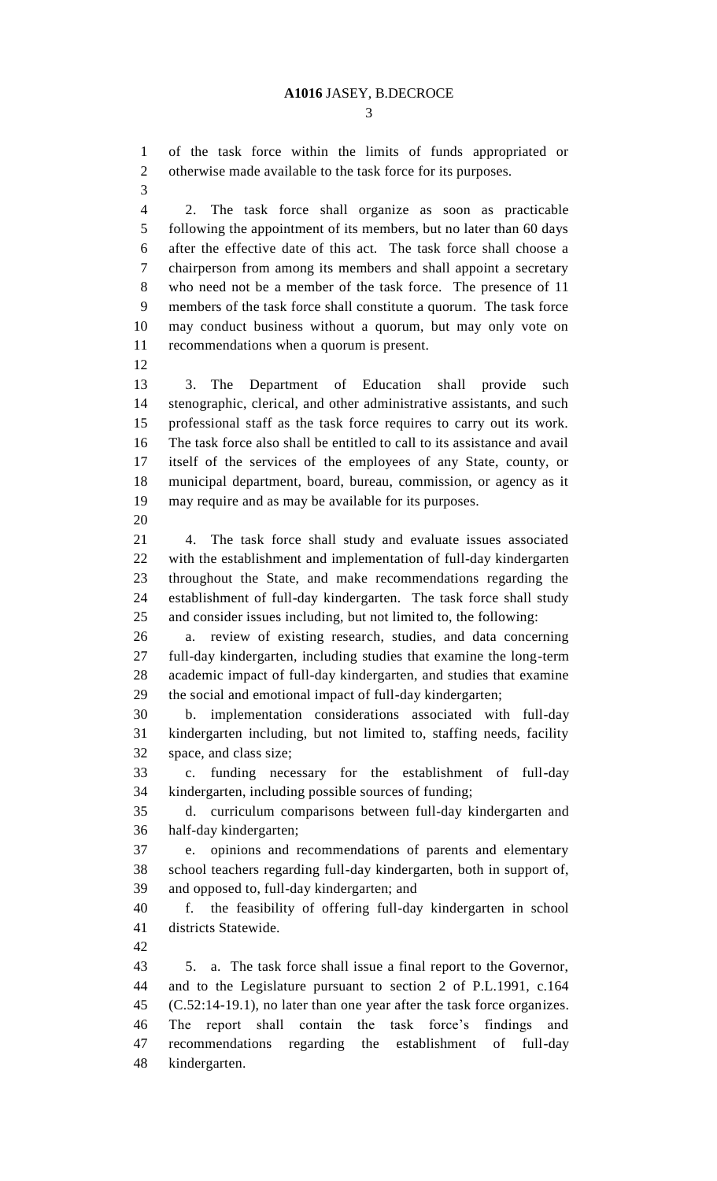of the task force within the limits of funds appropriated or otherwise made available to the task force for its purposes.

2. The task force shall organize as soon as practicable following the appointment of its members, but no later than 60 days after the effective date of this act. The task force shall choose a chairperson from among its members and shall appoint a secretary who need not be a member of the task force. The presence of 11 members of the task force shall constitute a quorum. The task force may conduct business without a quorum, but may only vote on recommendations when a quorum is present.

3. The Department of Education shall provide such stenographic, clerical, and other administrative assistants, and such professional staff as the task force requires to carry out its work. The task force also shall be entitled to call to its assistance and avail itself of the services of the employees of any State, county, or municipal department, board, bureau, commission, or agency as it may require and as may be available for its purposes.

4. The task force shall study and evaluate issues associated with the establishment and implementation of full-day kindergarten throughout the State, and make recommendations regarding the establishment of full-day kindergarten. The task force shall study and consider issues including, but not limited to, the following:

a. review of existing research, studies, and data concerning full-day kindergarten, including studies that examine the long-term academic impact of full-day kindergarten, and studies that examine the social and emotional impact of full-day kindergarten;

b. implementation considerations associated with full-day kindergarten including, but not limited to, staffing needs, facility space, and class size;

c. funding necessary for the establishment of full-day kindergarten, including possible sources of funding;

d. curriculum comparisons between full-day kindergarten and half-day kindergarten;

e. opinions and recommendations of parents and elementary school teachers regarding full-day kindergarten, both in support of, and opposed to, full-day kindergarten; and

f. the feasibility of offering full-day kindergarten in school districts Statewide.

5. a. The task force shall issue a final report to the Governor, and to the Legislature pursuant to section 2 of P.L.1991, c.164 (C.52:14-19.1), no later than one year after the task force organizes. The report shall contain the task force's findings and recommendations regarding the establishment of full-day kindergarten.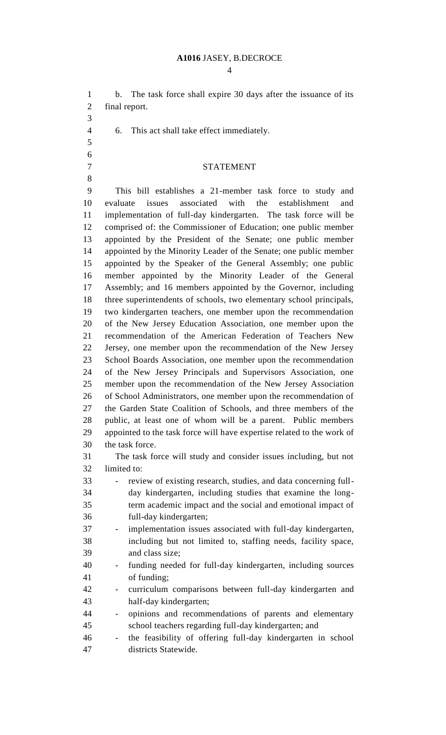b. The task force shall expire 30 days after the issuance of its final report.

6. This act shall take effect immediately.

## STATEMENT

This bill establishes a 21-member task force to study and evaluate issues associated with the establishment and implementation of full-day kindergarten. The task force will be comprised of: the Commissioner of Education; one public member appointed by the President of the Senate; one public member appointed by the Minority Leader of the Senate; one public member appointed by the Speaker of the General Assembly; one public member appointed by the Minority Leader of the General Assembly; and 16 members appointed by the Governor, including three superintendents of schools, two elementary school principals, two kindergarten teachers, one member upon the recommendation of the New Jersey Education Association, one member upon the recommendation of the American Federation of Teachers New Jersey, one member upon the recommendation of the New Jersey School Boards Association, one member upon the recommendation of the New Jersey Principals and Supervisors Association, one member upon the recommendation of the New Jersey Association of School Administrators, one member upon the recommendation of the Garden State Coalition of Schools, and three members of the public, at least one of whom will be a parent. Public members appointed to the task force will have expertise related to the work of the task force.

The task force will study and consider issues including, but not limited to:

- review of existing research, studies, and data concerning full-day kindergarten, including studies that examine the long-term academic impact and the social and emotional impact of full-day kindergarten;
- implementation issues associated with full-day kindergarten, including but not limited to, staffing needs, facility space, and class size;
- funding needed for full-day kindergarten, including sources of funding;
- curriculum comparisons between full-day kindergarten and half-day kindergarten;
- opinions and recommendations of parents and elementary school teachers regarding full-day kindergarten; and
- the feasibility of offering full-day kindergarten in school districts Statewide.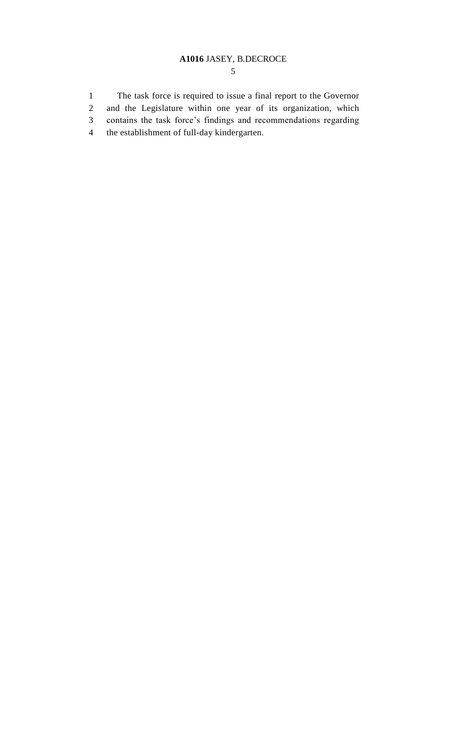The task force is required to issue a final report to the Governor and the Legislature within one year of its organization, which contains the task force's findings and recommendations regarding the establishment of full-day kindergarten.